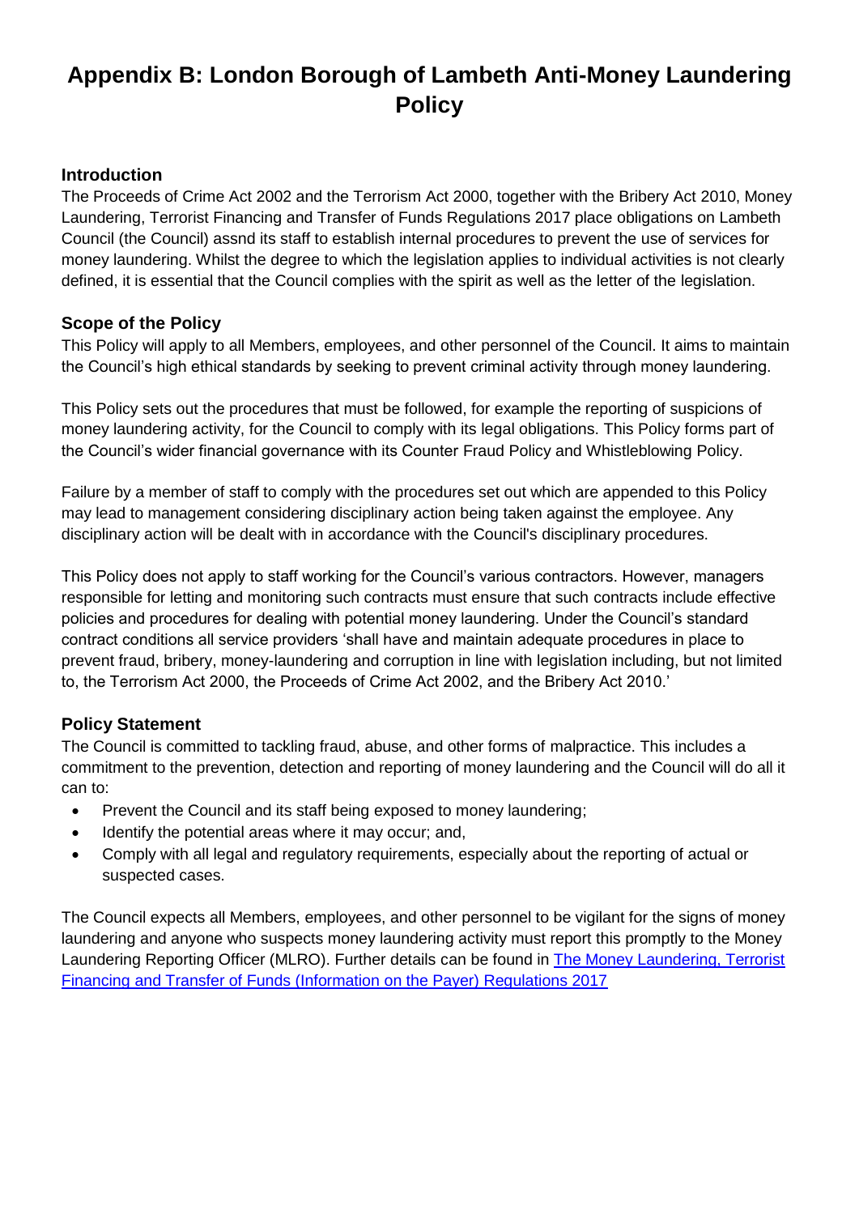# Appendix B: London Borough of Lambeth Anti-Money Laundering Policy

## Introduction

The Proceeds of Crime Act 2002 and the Terrorism Act 2000, together with the Bribery Act 2010, Money Laundering, Terrorist Financing and Transfer of Funds Regulations 2017 place obligations on Lambeth Council (the Council) assnd its staff to establish internal procedures to prevent the use of services for money laundering. Whilst the degree to which the legislation applies to individual activities is not clearly defined, it is essential that the Council complies with the spirit as well as the letter of the legislation.

## Scope of the Policy

This Policy will apply to all Members, employees, and other personnel of the Council. It aims to maintain the Council's high ethical standards by seeking to prevent criminal activity through money laundering.

This Policy sets out the procedures that must be followed, for example the reporting of suspicions of money laundering activity, for the Council to comply with its legal obligations. This Policy forms part of the Council's wider financial governance with its Counter Fraud Policy and Whistleblowing Policy.

Failure by a member of staff to comply with the procedures set out which are appended to this Policy may lead to management considering disciplinary action being taken against the employee. Any disciplinary action will be dealt with in accordance with the Council's disciplinary procedures.

This Policy does not apply to staff working for the Council's various contractors. However, managers responsible for letting and monitoring such contracts must ensure that such contracts include effective policies and procedures for dealing with potential money laundering. Under the Council's standard contract conditions all service providers 'shall have and maintain adequate procedures in place to prevent fraud, bribery, money-laundering and corruption in line with legislation including, but not limited to, the Terrorism Act 2000, the Proceeds of Crime Act 2002, and the Bribery Act 2010.'

## Policy Statement

The Council is committed to tackling fraud, abuse, and other forms of malpractice. This includes a commitment to the prevention, detection and reporting of money laundering and the Council will do all it can to:

- Prevent the Council and its staff being exposed to money laundering;
- Identify the potential areas where it may occur; and,
- Comply with all legal and regulatory requirements, especially about the reporting of actual or suspected cases.

The Council expects all Members, employees, and other personnel to be vigilant for the signs of money laundering and anyone who suspects money laundering activity must report this promptly to the Money Laundering Reporting Officer (MLRO). Further details can be found in The Money Laundering, Terrorist Financing and Transfer of Funds (Information on the Payer) Regulations 2017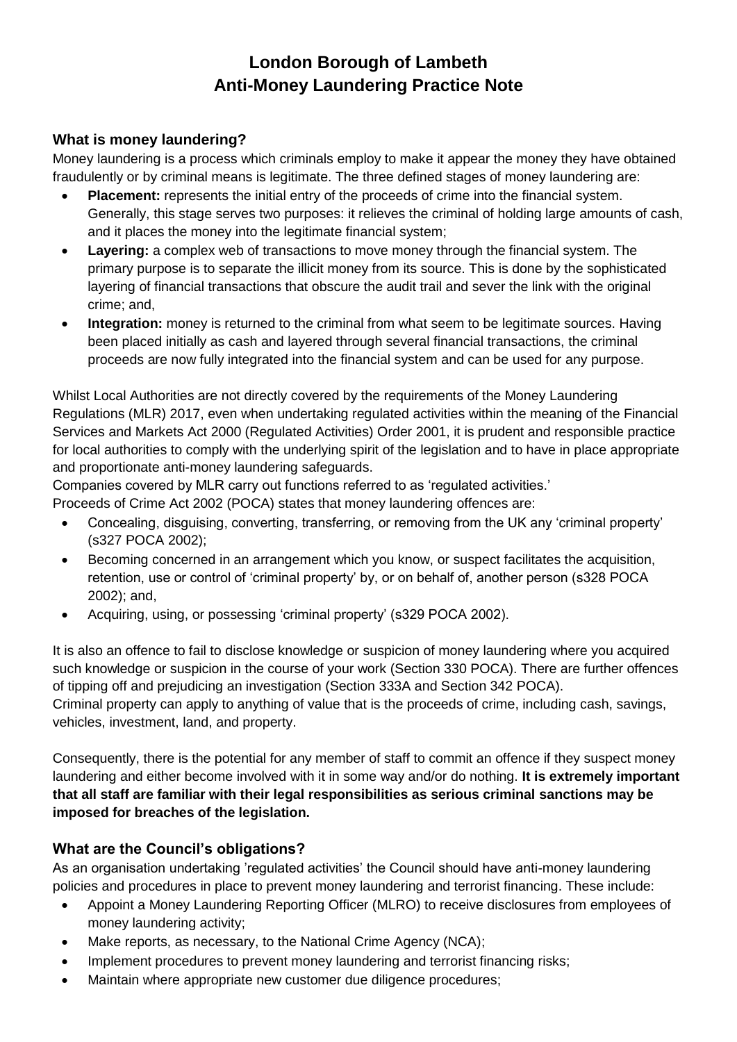# London Borough of Lambeth
# Anti-Money Laundering Practice Note

## What is money laundering?

Money laundering is a process which criminals employ to make it appear the money they have obtained fraudulently or by criminal means is legitimate. The three defined stages of money laundering are:

- **Placement:** represents the initial entry of the proceeds of crime into the financial system. Generally, this stage serves two purposes: it relieves the criminal of holding large amounts of cash, and it places the money into the legitimate financial system;
- **Layering:** a complex web of transactions to move money through the financial system. The primary purpose is to separate the illicit money from its source. This is done by the sophisticated layering of financial transactions that obscure the audit trail and sever the link with the original crime; and,
- **Integration:** money is returned to the criminal from what seem to be legitimate sources. Having been placed initially as cash and layered through several financial transactions, the criminal proceeds are now fully integrated into the financial system and can be used for any purpose.

Whilst Local Authorities are not directly covered by the requirements of the Money Laundering Regulations (MLR) 2017, even when undertaking regulated activities within the meaning of the Financial Services and Markets Act 2000 (Regulated Activities) Order 2001, it is prudent and responsible practice for local authorities to comply with the underlying spirit of the legislation and to have in place appropriate and proportionate anti-money laundering safeguards.

Companies covered by MLR carry out functions referred to as 'regulated activities.'

Proceeds of Crime Act 2002 (POCA) states that money laundering offences are:

- Concealing, disguising, converting, transferring, or removing from the UK any 'criminal property' (s327 POCA 2002);
- Becoming concerned in an arrangement which you know, or suspect facilitates the acquisition, retention, use or control of 'criminal property' by, or on behalf of, another person (s328 POCA 2002); and,
- Acquiring, using, or possessing 'criminal property' (s329 POCA 2002).

It is also an offence to fail to disclose knowledge or suspicion of money laundering where you acquired such knowledge or suspicion in the course of your work (Section 330 POCA). There are further offences of tipping off and prejudicing an investigation (Section 333A and Section 342 POCA).

Criminal property can apply to anything of value that is the proceeds of crime, including cash, savings, vehicles, investment, land, and property.

Consequently, there is the potential for any member of staff to commit an offence if they suspect money laundering and either become involved with it in some way and/or do nothing. **It is extremely important that all staff are familiar with their legal responsibilities as serious criminal sanctions may be imposed for breaches of the legislation.**

## What are the Council's obligations?

As an organisation undertaking 'regulated activities' the Council should have anti-money laundering policies and procedures in place to prevent money laundering and terrorist financing. These include:

- Appoint a Money Laundering Reporting Officer (MLRO) to receive disclosures from employees of money laundering activity;
- Make reports, as necessary, to the National Crime Agency (NCA);
- Implement procedures to prevent money laundering and terrorist financing risks;
- Maintain where appropriate new customer due diligence procedures;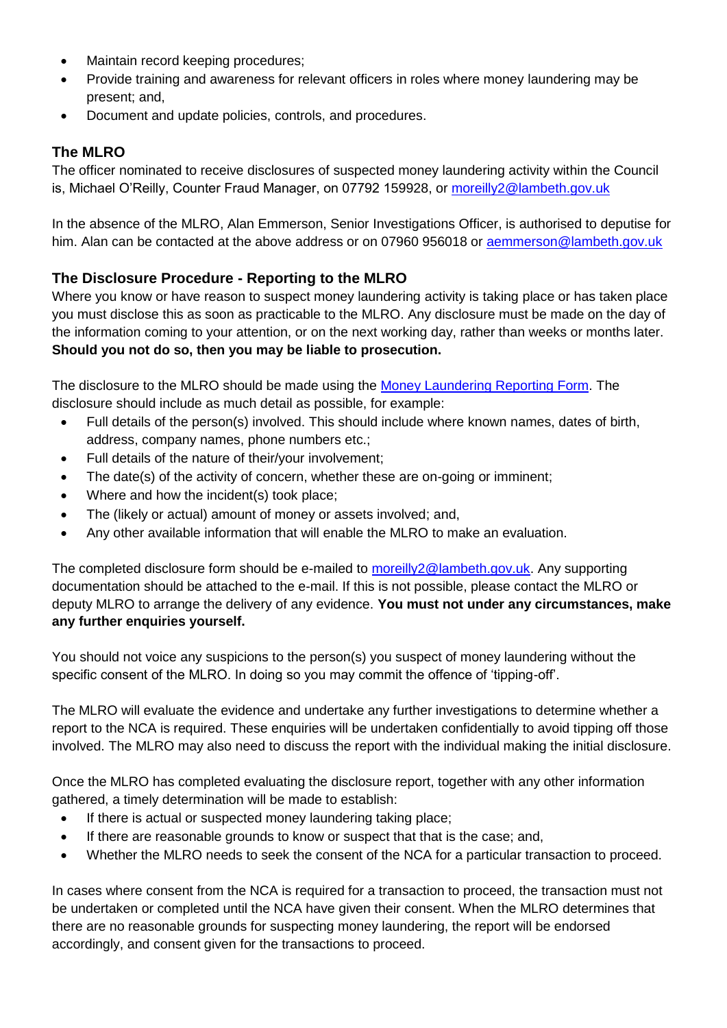- Maintain record keeping procedures;
- Provide training and awareness for relevant officers in roles where money laundering may be present; and,
- Document and update policies, controls, and procedures.

### The MLRO

The officer nominated to receive disclosures of suspected money laundering activity within the Council is, Michael O'Reilly, Counter Fraud Manager, on 07792 159928, or [moreilly2@lambeth.gov.uk](mailto:moreilly2@lambeth.gov.uk)

In the absence of the MLRO, Alan Emmerson, Senior Investigations Officer, is authorised to deputise for him. Alan can be contacted at the above address or on 07960 956018 or [aemmerson@lambeth.gov.uk](mailto:aemmerson@lambeth.gov.uk)

### The Disclosure Procedure - Reporting to the MLRO

Where you know or have reason to suspect money laundering activity is taking place or has taken place you must disclose this as soon as practicable to the MLRO. Any disclosure must be made on the day of the information coming to your attention, or on the next working day, rather than weeks or months later. **Should you not do so, then you may be liable to prosecution.**

The disclosure to the MLRO should be made using the Money Laundering Reporting Form. The disclosure should include as much detail as possible, for example:

- Full details of the person(s) involved. This should include where known names, dates of birth, address, company names, phone numbers etc.;
- Full details of the nature of their/your involvement;
- The date(s) of the activity of concern, whether these are on-going or imminent;
- Where and how the incident(s) took place;
- The (likely or actual) amount of money or assets involved; and,
- Any other available information that will enable the MLRO to make an evaluation.

The completed disclosure form should be e-mailed to [moreilly2@lambeth.gov.uk](mailto:moreilly2@lambeth.gov.uk). Any supporting documentation should be attached to the e-mail. If this is not possible, please contact the MLRO or deputy MLRO to arrange the delivery of any evidence. **You must not under any circumstances, make any further enquiries yourself.**

You should not voice any suspicions to the person(s) you suspect of money laundering without the specific consent of the MLRO. In doing so you may commit the offence of 'tipping-off'.

The MLRO will evaluate the evidence and undertake any further investigations to determine whether a report to the NCA is required. These enquiries will be undertaken confidentially to avoid tipping off those involved. The MLRO may also need to discuss the report with the individual making the initial disclosure.

Once the MLRO has completed evaluating the disclosure report, together with any other information gathered, a timely determination will be made to establish:

- If there is actual or suspected money laundering taking place;
- If there are reasonable grounds to know or suspect that that is the case; and,
- Whether the MLRO needs to seek the consent of the NCA for a particular transaction to proceed.

In cases where consent from the NCA is required for a transaction to proceed, the transaction must not be undertaken or completed until the NCA have given their consent. When the MLRO determines that there are no reasonable grounds for suspecting money laundering, the report will be endorsed accordingly, and consent given for the transactions to proceed.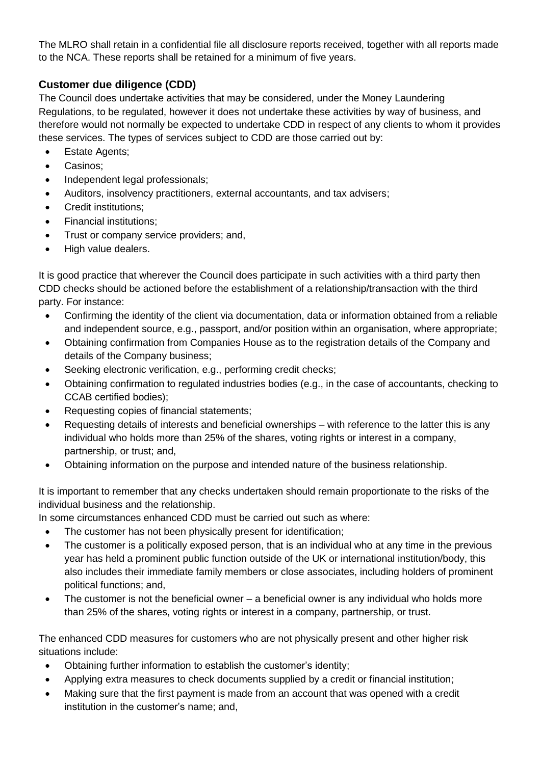The MLRO shall retain in a confidential file all disclosure reports received, together with all reports made to the NCA. These reports shall be retained for a minimum of five years.

### Customer due diligence (CDD)

The Council does undertake activities that may be considered, under the Money Laundering Regulations, to be regulated, however it does not undertake these activities by way of business, and therefore would not normally be expected to undertake CDD in respect of any clients to whom it provides these services. The types of services subject to CDD are those carried out by:

- Estate Agents;
- Casinos;
- Independent legal professionals;
- Auditors, insolvency practitioners, external accountants, and tax advisers;
- Credit institutions;
- Financial institutions;
- Trust or company service providers; and,
- High value dealers.

It is good practice that wherever the Council does participate in such activities with a third party then CDD checks should be actioned before the establishment of a relationship/transaction with the third party. For instance:

- Confirming the identity of the client via documentation, data or information obtained from a reliable and independent source, e.g., passport, and/or position within an organisation, where appropriate;
- Obtaining confirmation from Companies House as to the registration details of the Company and details of the Company business;
- Seeking electronic verification, e.g., performing credit checks;
- Obtaining confirmation to regulated industries bodies (e.g., in the case of accountants, checking to CCAB certified bodies);
- Requesting copies of financial statements;
- Requesting details of interests and beneficial ownerships – with reference to the latter this is any individual who holds more than 25% of the shares, voting rights or interest in a company, partnership, or trust; and,
- Obtaining information on the purpose and intended nature of the business relationship.

It is important to remember that any checks undertaken should remain proportionate to the risks of the individual business and the relationship.

In some circumstances enhanced CDD must be carried out such as where:

- The customer has not been physically present for identification;
- The customer is a politically exposed person, that is an individual who at any time in the previous year has held a prominent public function outside of the UK or international institution/body, this also includes their immediate family members or close associates, including holders of prominent political functions; and,
- The customer is not the beneficial owner – a beneficial owner is any individual who holds more than 25% of the shares, voting rights or interest in a company, partnership, or trust.

The enhanced CDD measures for customers who are not physically present and other higher risk situations include:

- Obtaining further information to establish the customer's identity;
- Applying extra measures to check documents supplied by a credit or financial institution;
- Making sure that the first payment is made from an account that was opened with a credit institution in the customer's name; and,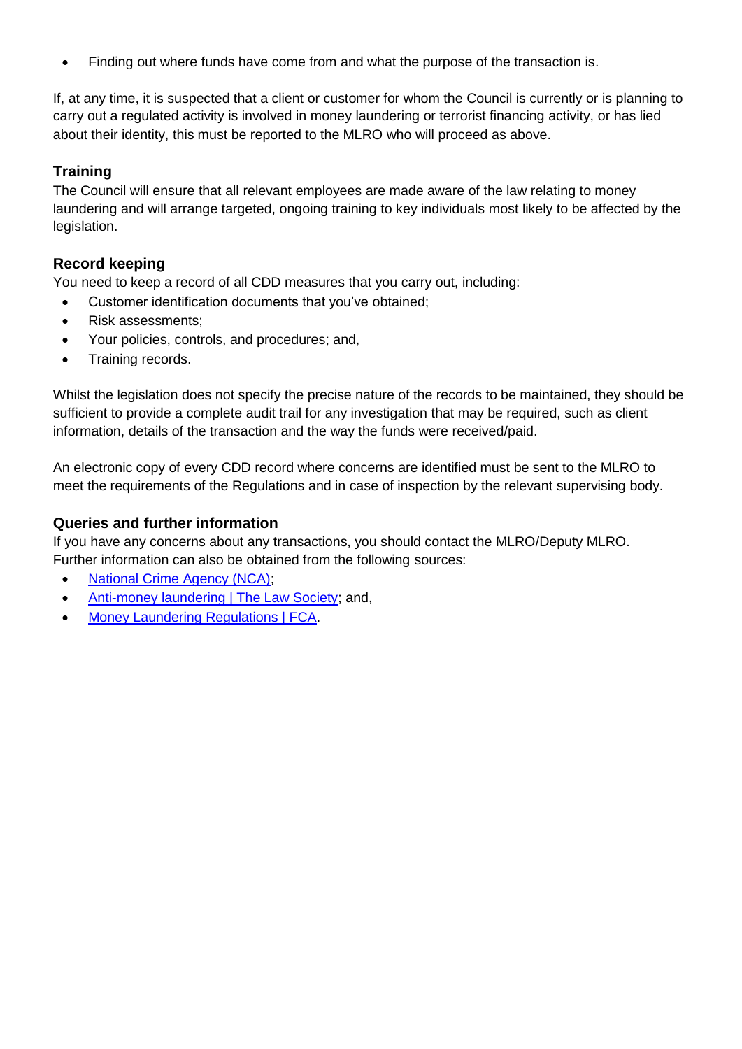- Finding out where funds have come from and what the purpose of the transaction is.

If, at any time, it is suspected that a client or customer for whom the Council is currently or is planning to carry out a regulated activity is involved in money laundering or terrorist financing activity, or has lied about their identity, this must be reported to the MLRO who will proceed as above.

### Training

The Council will ensure that all relevant employees are made aware of the law relating to money laundering and will arrange targeted, ongoing training to key individuals most likely to be affected by the legislation.

### Record keeping

You need to keep a record of all CDD measures that you carry out, including:

- Customer identification documents that you've obtained;
- Risk assessments;
- Your policies, controls, and procedures; and,
- Training records.

Whilst the legislation does not specify the precise nature of the records to be maintained, they should be sufficient to provide a complete audit trail for any investigation that may be required, such as client information, details of the transaction and the way the funds were received/paid.

An electronic copy of every CDD record where concerns are identified must be sent to the MLRO to meet the requirements of the Regulations and in case of inspection by the relevant supervising body.

### Queries and further information

If you have any concerns about any transactions, you should contact the MLRO/Deputy MLRO. Further information can also be obtained from the following sources:

- National Crime Agency (NCA);
- Anti-money laundering | The Law Society; and,
- Money Laundering Regulations | FCA.